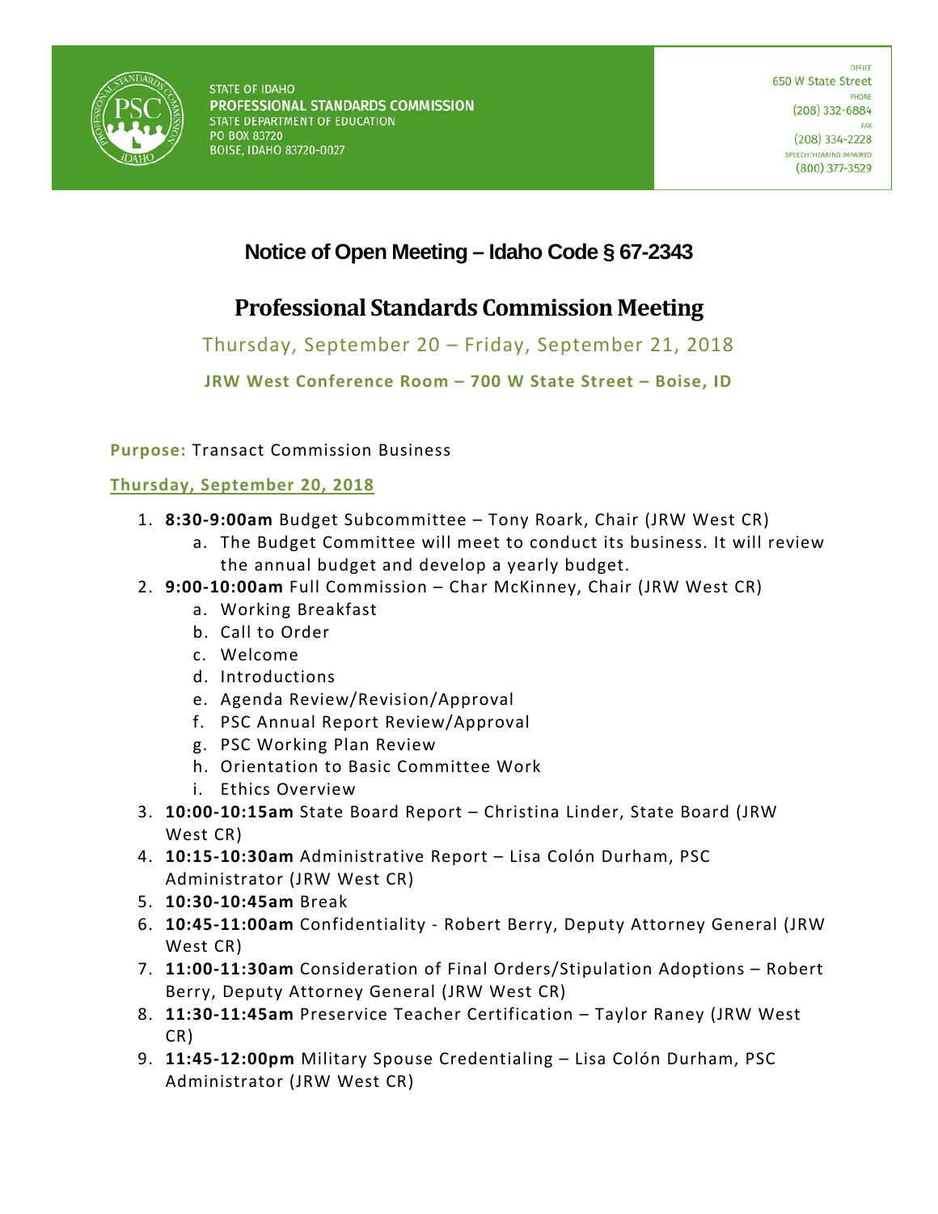STATE OF IDAHO
**PROFESSIONAL STANDARDS COMMISSION**
STATE DEPARTMENT OF EDUCATION
PO BOX 83720
BOISE, IDAHO 83720-0027

OFFICE
650 W State Street
PHONE
(208) 332-6884
FAX
(208) 334-2228
SPEECH/HEARING IMPAIRED
(800) 377-3529

# Notice of Open Meeting – Idaho Code § 67-2343

## Professional Standards Commission Meeting

Thursday, September 20 – Friday, September 21, 2018

**JRW West Conference Room – 700 W State Street – Boise, ID**

**Purpose:** Transact Commission Business

**Thursday, September 20, 2018**

1. **8:30-9:00am** Budget Subcommittee – Tony Roark, Chair (JRW West CR)
   a. The Budget Committee will meet to conduct its business. It will review the annual budget and develop a yearly budget.
2. **9:00-10:00am** Full Commission – Char McKinney, Chair (JRW West CR)
   a. Working Breakfast
   b. Call to Order
   c. Welcome
   d. Introductions
   e. Agenda Review/Revision/Approval
   f. PSC Annual Report Review/Approval
   g. PSC Working Plan Review
   h. Orientation to Basic Committee Work
   i. Ethics Overview
3. **10:00-10:15am** State Board Report – Christina Linder, State Board (JRW West CR)
4. **10:15-10:30am** Administrative Report – Lisa Colón Durham, PSC Administrator (JRW West CR)
5. **10:30-10:45am** Break
6. **10:45-11:00am** Confidentiality - Robert Berry, Deputy Attorney General (JRW West CR)
7. **11:00-11:30am** Consideration of Final Orders/Stipulation Adoptions – Robert Berry, Deputy Attorney General (JRW West CR)
8. **11:30-11:45am** Preservice Teacher Certification – Taylor Raney (JRW West CR)
9. **11:45-12:00pm** Military Spouse Credentialing – Lisa Colón Durham, PSC Administrator (JRW West CR)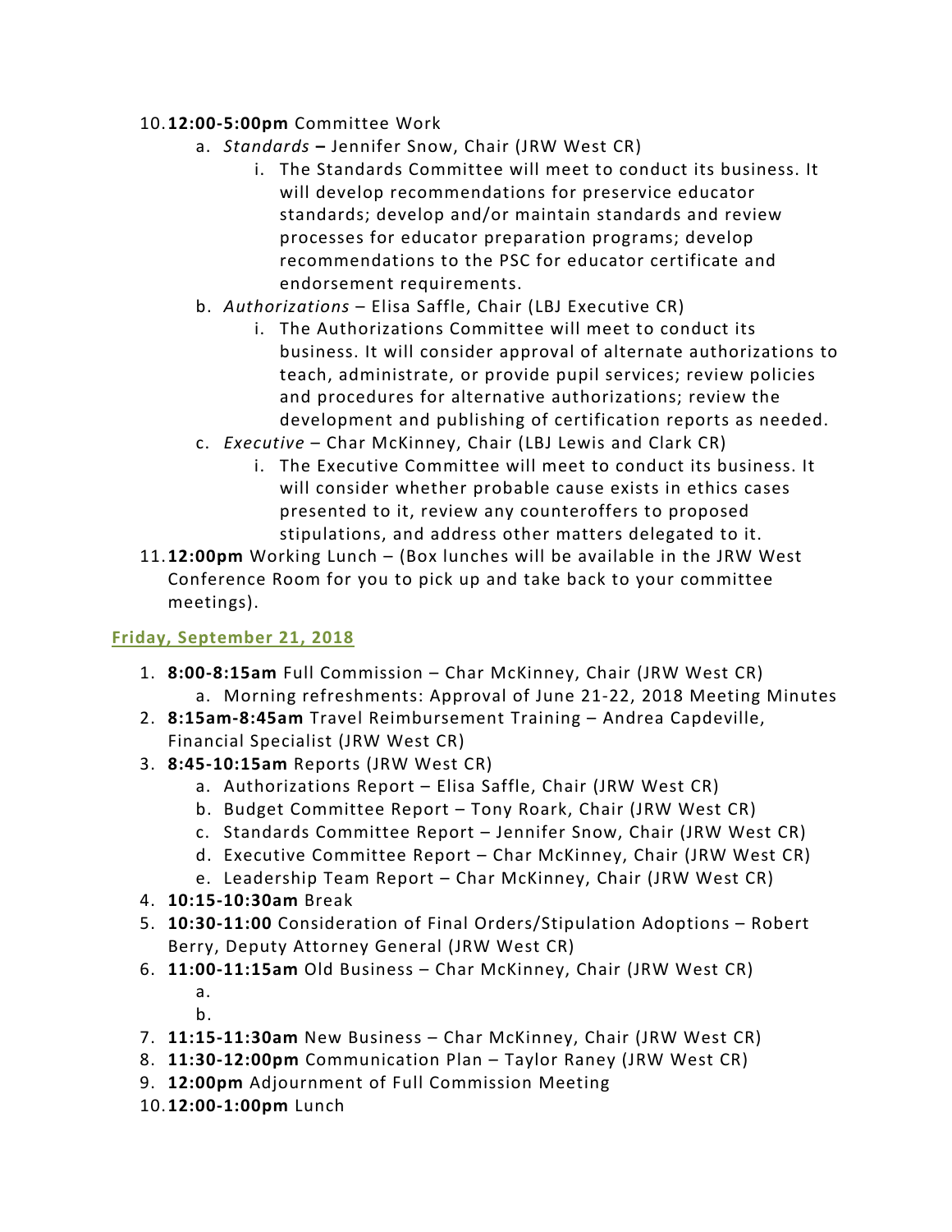10. **12:00-5:00pm** Committee Work
    a. *Standards* **–** Jennifer Snow, Chair (JRW West CR)
        i. The Standards Committee will meet to conduct its business. It will develop recommendations for preservice educator standards; develop and/or maintain standards and review processes for educator preparation programs; develop recommendations to the PSC for educator certificate and endorsement requirements.
    b. *Authorizations* – Elisa Saffle, Chair (LBJ Executive CR)
        i. The Authorizations Committee will meet to conduct its business. It will consider approval of alternate authorizations to teach, administrate, or provide pupil services; review policies and procedures for alternative authorizations; review the development and publishing of certification reports as needed.
    c. *Executive* – Char McKinney, Chair (LBJ Lewis and Clark CR)
        i. The Executive Committee will meet to conduct its business. It will consider whether probable cause exists in ethics cases presented to it, review any counteroffers to proposed stipulations, and address other matters delegated to it.
11. **12:00pm** Working Lunch – (Box lunches will be available in the JRW West Conference Room for you to pick up and take back to your committee meetings).

## Friday, September 21, 2018

1. **8:00-8:15am** Full Commission – Char McKinney, Chair (JRW West CR)
    a. Morning refreshments: Approval of June 21-22, 2018 Meeting Minutes
2. **8:15am-8:45am** Travel Reimbursement Training – Andrea Capdeville, Financial Specialist (JRW West CR)
3. **8:45-10:15am** Reports (JRW West CR)
    a. Authorizations Report – Elisa Saffle, Chair (JRW West CR)
    b. Budget Committee Report – Tony Roark, Chair (JRW West CR)
    c. Standards Committee Report – Jennifer Snow, Chair (JRW West CR)
    d. Executive Committee Report – Char McKinney, Chair (JRW West CR)
    e. Leadership Team Report – Char McKinney, Chair (JRW West CR)
4. **10:15-10:30am** Break
5. **10:30-11:00** Consideration of Final Orders/Stipulation Adoptions – Robert Berry, Deputy Attorney General (JRW West CR)
6. **11:00-11:15am** Old Business – Char McKinney, Chair (JRW West CR)
    a.
    b.
7. **11:15-11:30am** New Business – Char McKinney, Chair (JRW West CR)
8. **11:30-12:00pm** Communication Plan – Taylor Raney (JRW West CR)
9. **12:00pm** Adjournment of Full Commission Meeting
10. **12:00-1:00pm** Lunch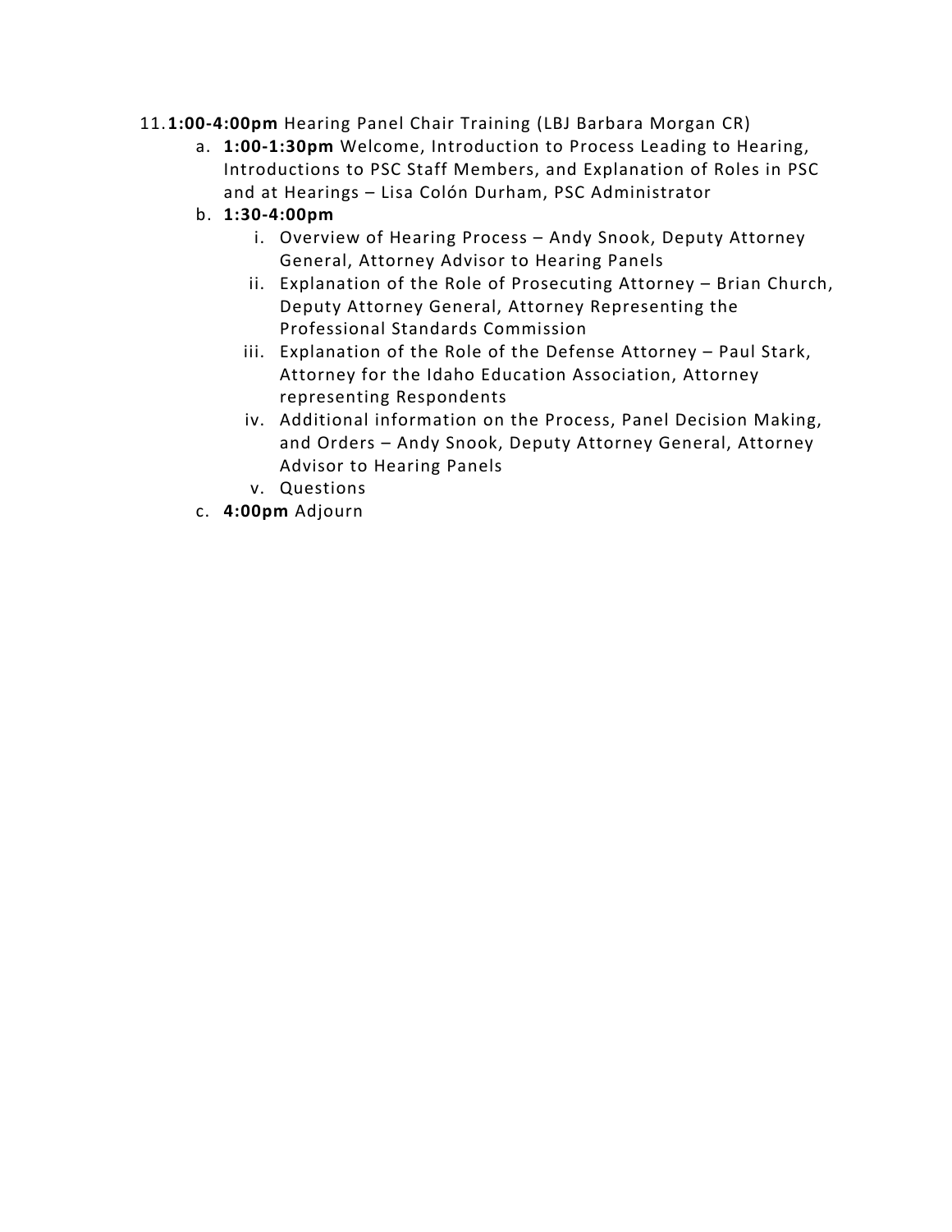11. **1:00-4:00pm** Hearing Panel Chair Training (LBJ Barbara Morgan CR)
    a. **1:00-1:30pm** Welcome, Introduction to Process Leading to Hearing, Introductions to PSC Staff Members, and Explanation of Roles in PSC and at Hearings – Lisa Colón Durham, PSC Administrator
    b. **1:30-4:00pm**
        i. Overview of Hearing Process – Andy Snook, Deputy Attorney General, Attorney Advisor to Hearing Panels
        ii. Explanation of the Role of Prosecuting Attorney – Brian Church, Deputy Attorney General, Attorney Representing the Professional Standards Commission
        iii. Explanation of the Role of the Defense Attorney – Paul Stark, Attorney for the Idaho Education Association, Attorney representing Respondents
        iv. Additional information on the Process, Panel Decision Making, and Orders – Andy Snook, Deputy Attorney General, Attorney Advisor to Hearing Panels
        v. Questions
    c. **4:00pm** Adjourn